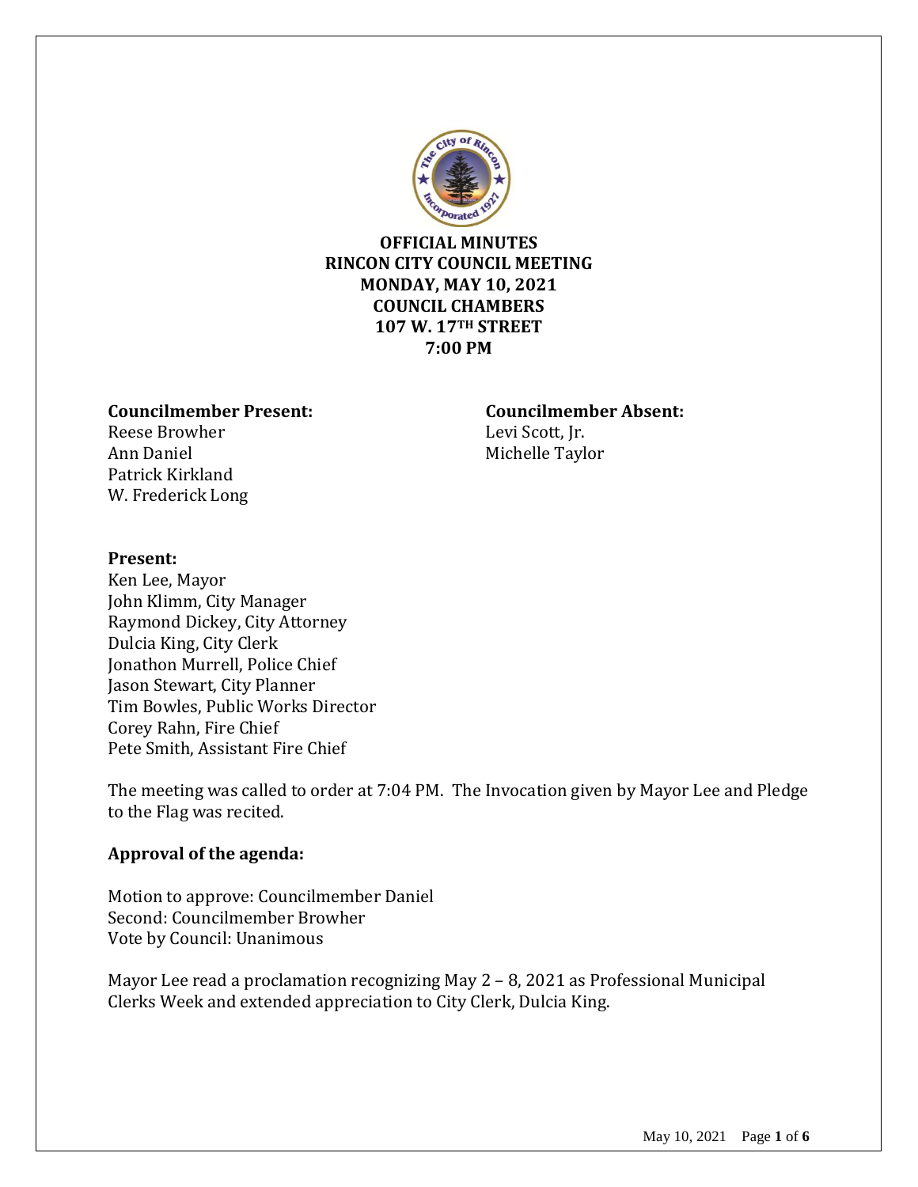**OFFICIAL MINUTES**
**RINCON CITY COUNCIL MEETING**
**MONDAY, MAY 10, 2021**
**COUNCIL CHAMBERS**
**107 W. 17TH STREET**
**7:00 PM**

**Councilmember Present:**
Reese Browher
Ann Daniel
Patrick Kirkland
W. Frederick Long

**Councilmember Absent:**
Levi Scott, Jr.
Michelle Taylor

**Present:**
Ken Lee, Mayor
John Klimm, City Manager
Raymond Dickey, City Attorney
Dulcia King, City Clerk
Jonathon Murrell, Police Chief
Jason Stewart, City Planner
Tim Bowles, Public Works Director
Corey Rahn, Fire Chief
Pete Smith, Assistant Fire Chief

The meeting was called to order at 7:04 PM. The Invocation given by Mayor Lee and Pledge to the Flag was recited.

**Approval of the agenda:**

Motion to approve: Councilmember Daniel
Second: Councilmember Browher
Vote by Council: Unanimous

Mayor Lee read a proclamation recognizing May 2 – 8, 2021 as Professional Municipal Clerks Week and extended appreciation to City Clerk, Dulcia King.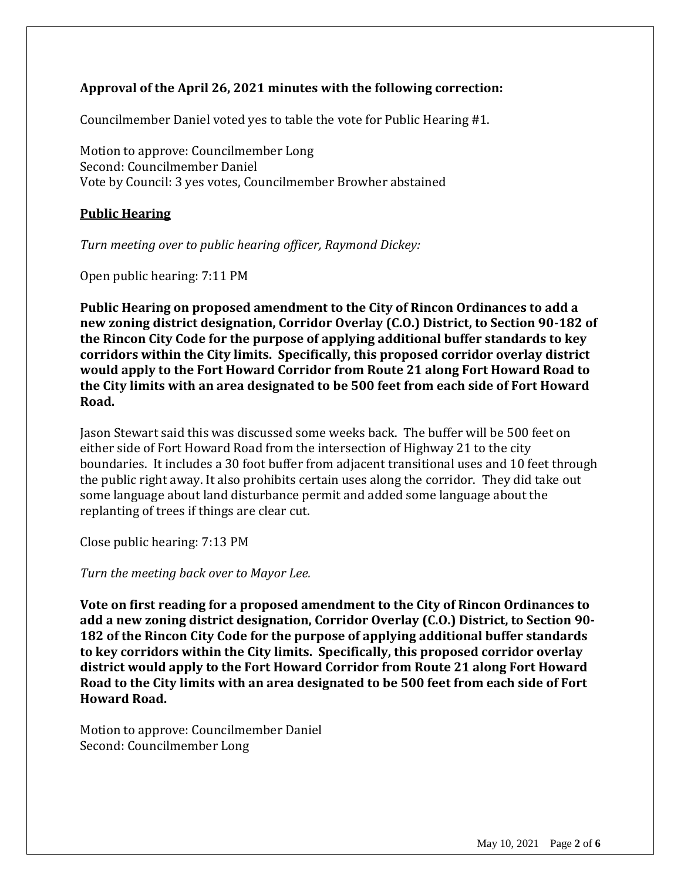**Approval of the April 26, 2021 minutes with the following correction:**

Councilmember Daniel voted yes to table the vote for Public Hearing #1.

Motion to approve: Councilmember Long
Second: Councilmember Daniel
Vote by Council: 3 yes votes, Councilmember Browher abstained

**Public Hearing**

*Turn meeting over to public hearing officer, Raymond Dickey:*

Open public hearing: 7:11 PM

**Public Hearing on proposed amendment to the City of Rincon Ordinances to add a new zoning district designation, Corridor Overlay (C.O.) District, to Section 90-182 of the Rincon City Code for the purpose of applying additional buffer standards to key corridors within the City limits. Specifically, this proposed corridor overlay district would apply to the Fort Howard Corridor from Route 21 along Fort Howard Road to the City limits with an area designated to be 500 feet from each side of Fort Howard Road.**

Jason Stewart said this was discussed some weeks back. The buffer will be 500 feet on either side of Fort Howard Road from the intersection of Highway 21 to the city boundaries. It includes a 30 foot buffer from adjacent transitional uses and 10 feet through the public right away. It also prohibits certain uses along the corridor. They did take out some language about land disturbance permit and added some language about the replanting of trees if things are clear cut.

Close public hearing: 7:13 PM

*Turn the meeting back over to Mayor Lee.*

**Vote on first reading for a proposed amendment to the City of Rincon Ordinances to add a new zoning district designation, Corridor Overlay (C.O.) District, to Section 90-182 of the Rincon City Code for the purpose of applying additional buffer standards to key corridors within the City limits. Specifically, this proposed corridor overlay district would apply to the Fort Howard Corridor from Route 21 along Fort Howard Road to the City limits with an area designated to be 500 feet from each side of Fort Howard Road.**

Motion to approve: Councilmember Daniel
Second: Councilmember Long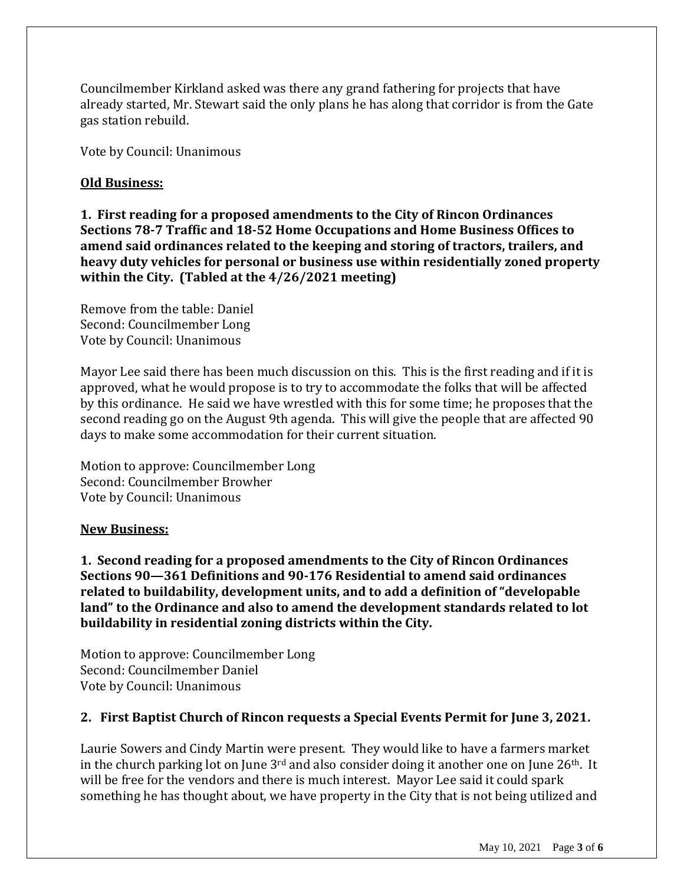Councilmember Kirkland asked was there any grand fathering for projects that have already started, Mr. Stewart said the only plans he has along that corridor is from the Gate gas station rebuild.

Vote by Council: Unanimous

**Old Business:**

**1. First reading for a proposed amendments to the City of Rincon Ordinances Sections 78-7 Traffic and 18-52 Home Occupations and Home Business Offices to amend said ordinances related to the keeping and storing of tractors, trailers, and heavy duty vehicles for personal or business use within residentially zoned property within the City. (Tabled at the 4/26/2021 meeting)**

Remove from the table: Daniel
Second: Councilmember Long
Vote by Council: Unanimous

Mayor Lee said there has been much discussion on this. This is the first reading and if it is approved, what he would propose is to try to accommodate the folks that will be affected by this ordinance. He said we have wrestled with this for some time; he proposes that the second reading go on the August 9th agenda. This will give the people that are affected 90 days to make some accommodation for their current situation.

Motion to approve: Councilmember Long
Second: Councilmember Browher
Vote by Council: Unanimous

**New Business:**

**1. Second reading for a proposed amendments to the City of Rincon Ordinances Sections 90—361 Definitions and 90-176 Residential to amend said ordinances related to buildability, development units, and to add a definition of "developable land" to the Ordinance and also to amend the development standards related to lot buildability in residential zoning districts within the City.**

Motion to approve: Councilmember Long
Second: Councilmember Daniel
Vote by Council: Unanimous

**2. First Baptist Church of Rincon requests a Special Events Permit for June 3, 2021.**

Laurie Sowers and Cindy Martin were present. They would like to have a farmers market in the church parking lot on June 3rd and also consider doing it another one on June 26th. It will be free for the vendors and there is much interest. Mayor Lee said it could spark something he has thought about, we have property in the City that is not being utilized and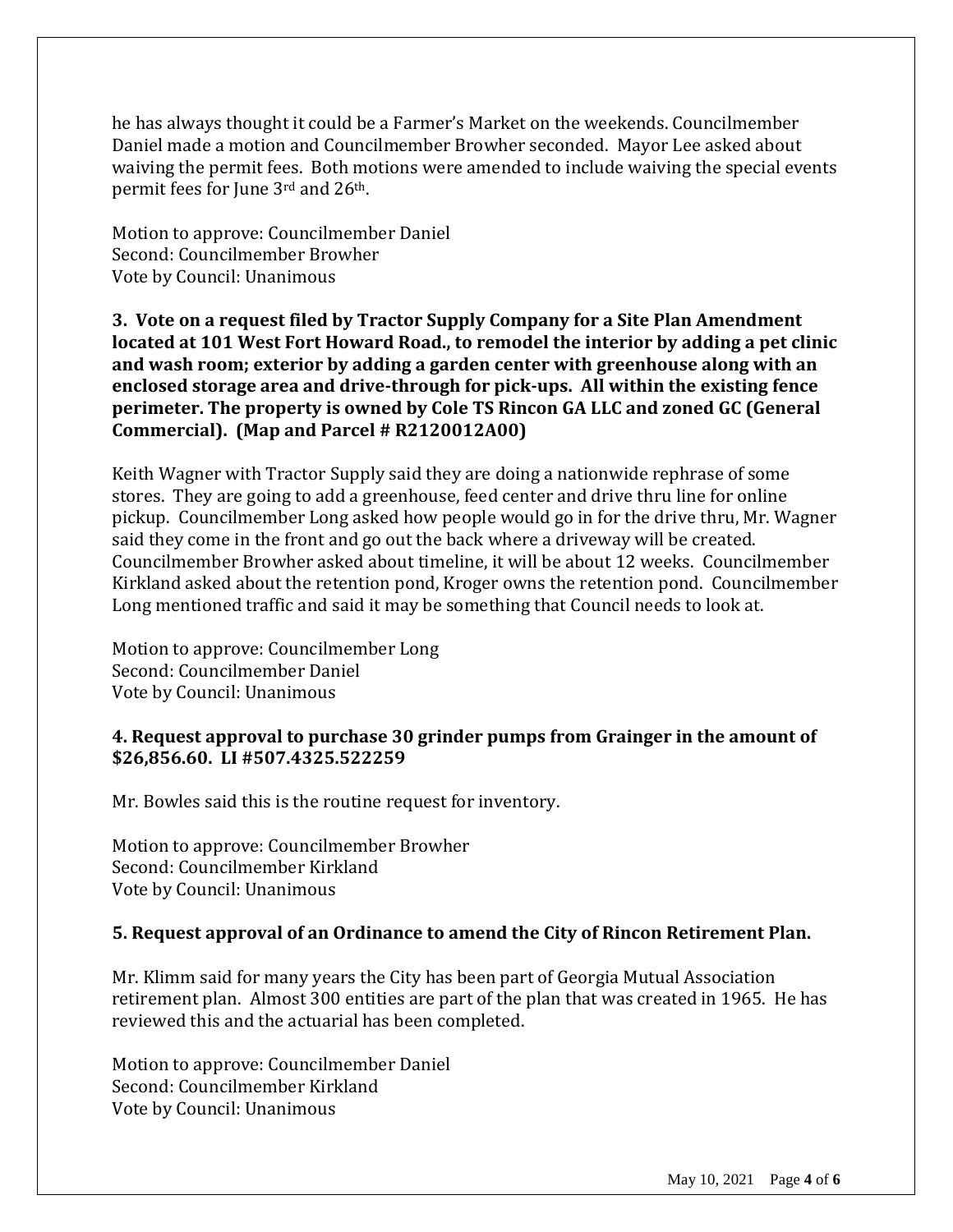he has always thought it could be a Farmer's Market on the weekends. Councilmember Daniel made a motion and Councilmember Browher seconded. Mayor Lee asked about waiving the permit fees. Both motions were amended to include waiving the special events permit fees for June 3rd and 26th.

Motion to approve: Councilmember Daniel
Second: Councilmember Browher
Vote by Council: Unanimous

**3. Vote on a request filed by Tractor Supply Company for a Site Plan Amendment located at 101 West Fort Howard Road., to remodel the interior by adding a pet clinic and wash room; exterior by adding a garden center with greenhouse along with an enclosed storage area and drive-through for pick-ups. All within the existing fence perimeter. The property is owned by Cole TS Rincon GA LLC and zoned GC (General Commercial). (Map and Parcel # R2120012A00)**

Keith Wagner with Tractor Supply said they are doing a nationwide rephrase of some stores. They are going to add a greenhouse, feed center and drive thru line for online pickup. Councilmember Long asked how people would go in for the drive thru, Mr. Wagner said they come in the front and go out the back where a driveway will be created. Councilmember Browher asked about timeline, it will be about 12 weeks. Councilmember Kirkland asked about the retention pond, Kroger owns the retention pond. Councilmember Long mentioned traffic and said it may be something that Council needs to look at.

Motion to approve: Councilmember Long
Second: Councilmember Daniel
Vote by Council: Unanimous

**4. Request approval to purchase 30 grinder pumps from Grainger in the amount of $26,856.60. LI #507.4325.522259**

Mr. Bowles said this is the routine request for inventory.

Motion to approve: Councilmember Browher
Second: Councilmember Kirkland
Vote by Council: Unanimous

**5. Request approval of an Ordinance to amend the City of Rincon Retirement Plan.**

Mr. Klimm said for many years the City has been part of Georgia Mutual Association retirement plan. Almost 300 entities are part of the plan that was created in 1965. He has reviewed this and the actuarial has been completed.

Motion to approve: Councilmember Daniel
Second: Councilmember Kirkland
Vote by Council: Unanimous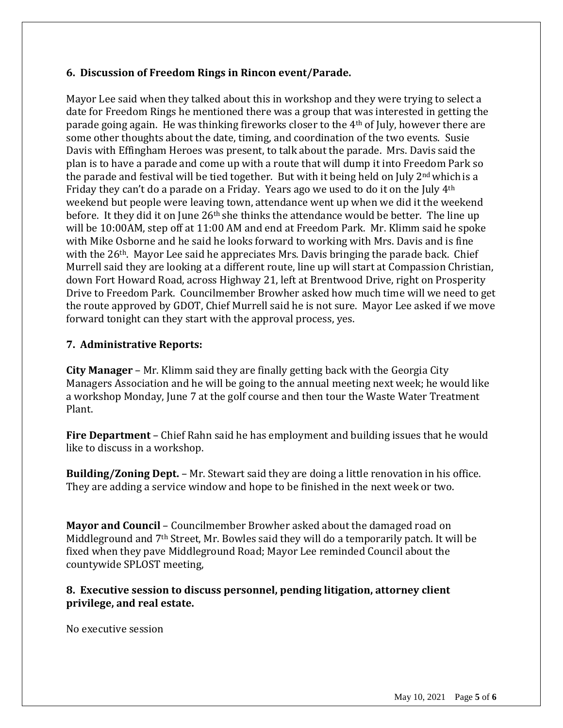**6. Discussion of Freedom Rings in Rincon event/Parade.**

Mayor Lee said when they talked about this in workshop and they were trying to select a date for Freedom Rings he mentioned there was a group that was interested in getting the parade going again. He was thinking fireworks closer to the 4th of July, however there are some other thoughts about the date, timing, and coordination of the two events. Susie Davis with Effingham Heroes was present, to talk about the parade. Mrs. Davis said the plan is to have a parade and come up with a route that will dump it into Freedom Park so the parade and festival will be tied together. But with it being held on July 2nd which is a Friday they can't do a parade on a Friday. Years ago we used to do it on the July 4th weekend but people were leaving town, attendance went up when we did it the weekend before. It they did it on June 26th she thinks the attendance would be better. The line up will be 10:00AM, step off at 11:00 AM and end at Freedom Park. Mr. Klimm said he spoke with Mike Osborne and he said he looks forward to working with Mrs. Davis and is fine with the 26th. Mayor Lee said he appreciates Mrs. Davis bringing the parade back. Chief Murrell said they are looking at a different route, line up will start at Compassion Christian, down Fort Howard Road, across Highway 21, left at Brentwood Drive, right on Prosperity Drive to Freedom Park. Councilmember Browher asked how much time will we need to get the route approved by GDOT, Chief Murrell said he is not sure. Mayor Lee asked if we move forward tonight can they start with the approval process, yes.

**7. Administrative Reports:**

**City Manager** – Mr. Klimm said they are finally getting back with the Georgia City Managers Association and he will be going to the annual meeting next week; he would like a workshop Monday, June 7 at the golf course and then tour the Waste Water Treatment Plant.

**Fire Department** – Chief Rahn said he has employment and building issues that he would like to discuss in a workshop.

**Building/Zoning Dept.** – Mr. Stewart said they are doing a little renovation in his office. They are adding a service window and hope to be finished in the next week or two.

**Mayor and Council** – Councilmember Browher asked about the damaged road on Middleground and 7th Street, Mr. Bowles said they will do a temporarily patch. It will be fixed when they pave Middleground Road; Mayor Lee reminded Council about the countywide SPLOST meeting,

**8. Executive session to discuss personnel, pending litigation, attorney client privilege, and real estate.**

No executive session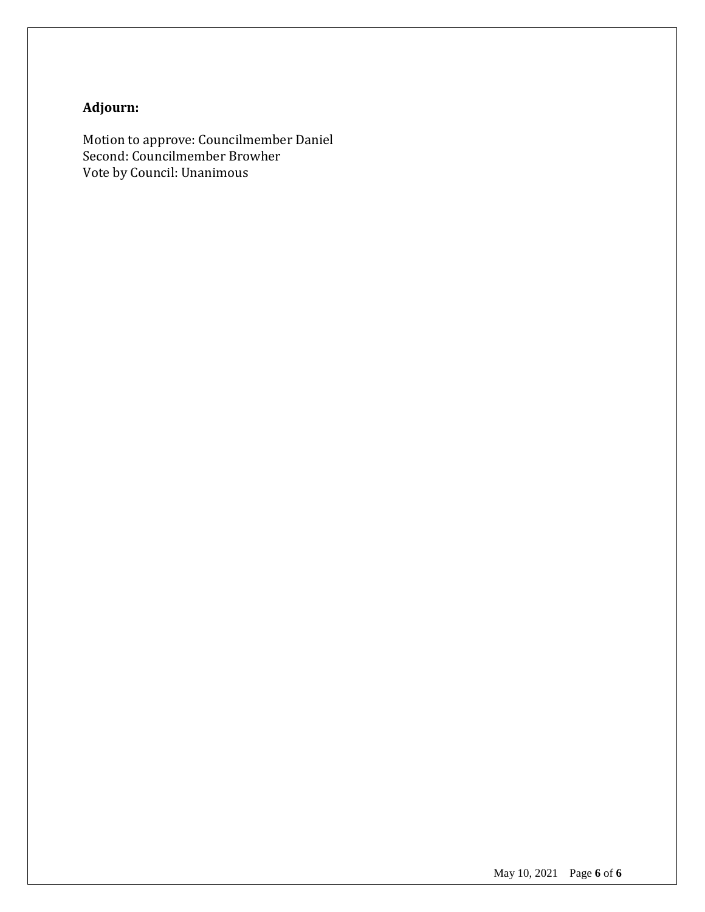**Adjourn:**

Motion to approve: Councilmember Daniel
Second: Councilmember Browher
Vote by Council: Unanimous